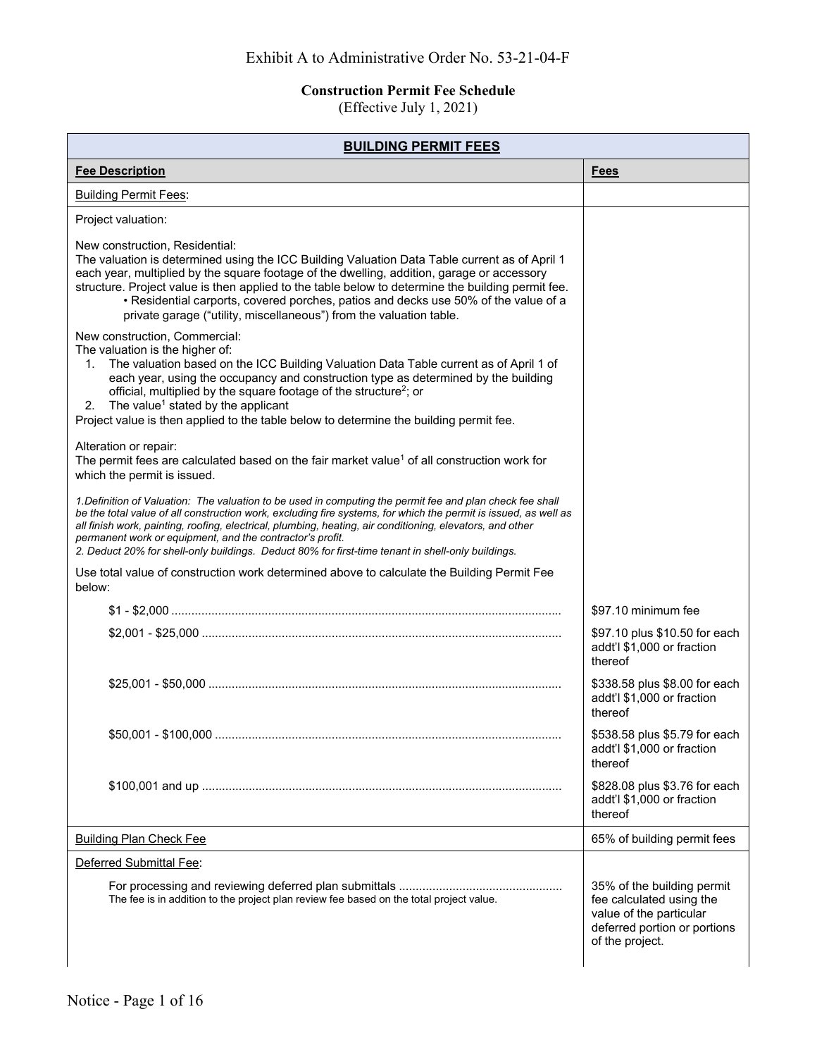Exhibit A to Administrative Order No. 53-21-04-F

**Construction Permit Fee Schedule**
(Effective July 1, 2021)

| **BUILDING PERMIT FEES** | |
|---|---|
| **Fee Description** | **Fees** |
| Building Permit Fees: | |
| Project valuation:<br><br>New construction, Residential:<br>The valuation is determined using the ICC Building Valuation Data Table current as of April 1 each year, multiplied by the square footage of the dwelling, addition, garage or accessory structure. Project value is then applied to the table below to determine the building permit fee.<br>• Residential carports, covered porches, patios and decks use 50% of the value of a private garage ("utility, miscellaneous") from the valuation table.<br><br>New construction, Commercial:<br>The valuation is the higher of:<br>1. The valuation based on the ICC Building Valuation Data Table current as of April 1 of each year, using the occupancy and construction type as determined by the building official, multiplied by the square footage of the structure[2]; or<br>2. The value[1] stated by the applicant<br>Project value is then applied to the table below to determine the building permit fee.<br><br>Alteration or repair:<br>The permit fees are calculated based on the fair market value[1] of all construction work for which the permit is issued.<br><br>*1.Definition of Valuation: The valuation to be used in computing the permit fee and plan check fee shall be the total value of all construction work, excluding fire systems, for which the permit is issued, as well as all finish work, painting, roofing, electrical, plumbing, heating, air conditioning, elevators, and other permanent work or equipment, and the contractor's profit.*<br>*2. Deduct 20% for shell-only buildings. Deduct 80% for first-time tenant in shell-only buildings.*<br><br>Use total value of construction work determined above to calculate the Building Permit Fee below: | |
| $1 - $2,000 | $97.10 minimum fee |
| $2,001 - $25,000 | $97.10 plus $10.50 for each addt'l $1,000 or fraction thereof |
| $25,001 - $50,000 | $338.58 plus $8.00 for each addt'l $1,000 or fraction thereof |
| $50,001 - $100,000 | $538.58 plus $5.79 for each addt'l $1,000 or fraction thereof |
| $100,001 and up | $828.08 plus $3.76 for each addt'l $1,000 or fraction thereof |
| Building Plan Check Fee | 65% of building permit fees |
| Deferred Submittal Fee:<br><br>For processing and reviewing deferred plan submittals<br>The fee is in addition to the project plan review fee based on the total project value. | 35% of the building permit fee calculated using the value of the particular deferred portion or portions of the project. |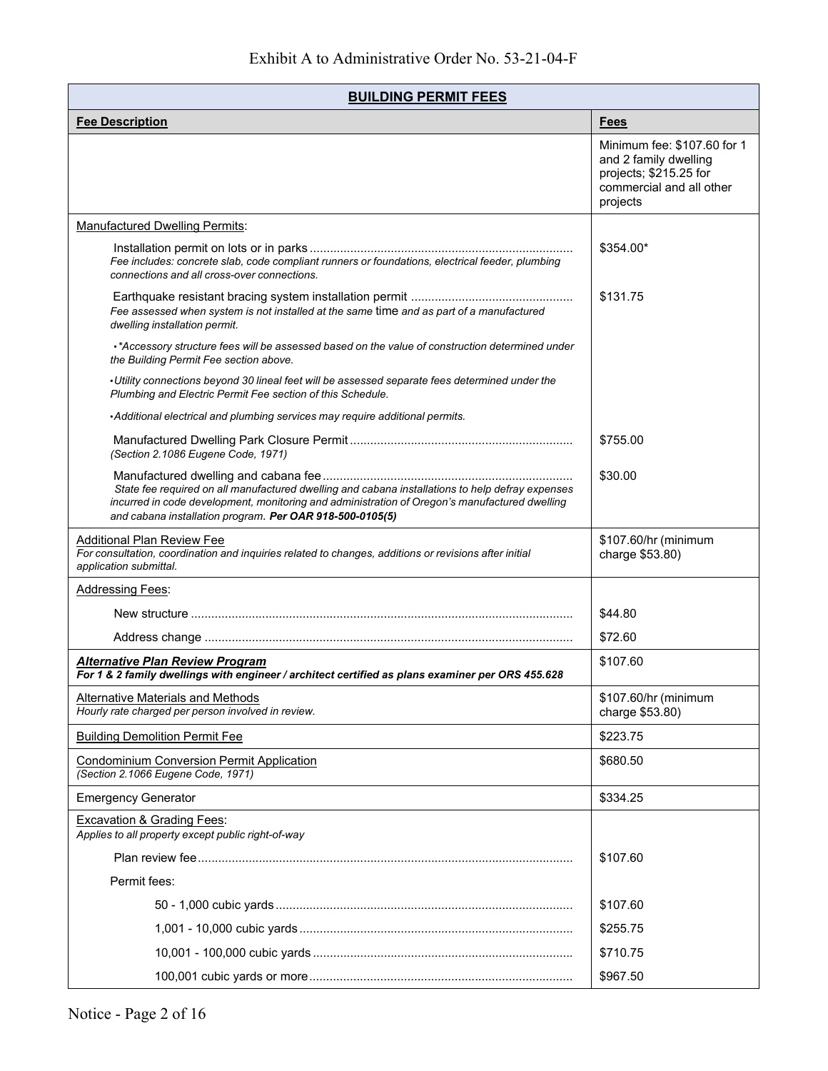Exhibit A to Administrative Order No. 53-21-04-F

| **BUILDING PERMIT FEES** | |
|---|---|
| **Fee Description** | **Fees** |
| | Minimum fee: $107.60 for 1 and 2 family dwelling projects; $215.25 for commercial and all other projects |
| Manufactured Dwelling Permits: | |
| Installation permit on lots or in parks ............ *Fee includes: concrete slab, code compliant runners or foundations, electrical feeder, plumbing connections and all cross-over connections.* | $354.00* |
| Earthquake resistant bracing system installation permit ............ *Fee assessed when system is not installed at the same time and as part of a manufactured dwelling installation permit.* | $131.75 |
| •*\*Accessory structure fees will be assessed based on the value of construction determined under the Building Permit Fee section above.* | |
| •*Utility connections beyond 30 lineal feet will be assessed separate fees determined under the Plumbing and Electric Permit Fee section of this Schedule.* | |
| •*Additional electrical and plumbing services may require additional permits.* | |
| Manufactured Dwelling Park Closure Permit ............ *(Section 2.1086 Eugene Code, 1971)* | $755.00 |
| Manufactured dwelling and cabana fee ............ *State fee required on all manufactured dwelling and cabana installations to help defray expenses incurred in code development, monitoring and administration of Oregon's manufactured dwelling and cabana installation program.* ***Per OAR 918-500-0105(5)*** | $30.00 |
| Additional Plan Review Fee *For consultation, coordination and inquiries related to changes, additions or revisions after initial application submittal.* | $107.60/hr (minimum charge $53.80) |
| Addressing Fees: | |
| New structure ............ | $44.80 |
| Address change ............ | $72.60 |
| ***Alternative Plan Review Program*** ***For 1 & 2 family dwellings with engineer / architect certified as plans examiner per ORS 455.628*** | $107.60 |
| Alternative Materials and Methods *Hourly rate charged per person involved in review.* | $107.60/hr (minimum charge $53.80) |
| Building Demolition Permit Fee | $223.75 |
| Condominium Conversion Permit Application *(Section 2.1066 Eugene Code, 1971)* | $680.50 |
| Emergency Generator | $334.25 |
| Excavation & Grading Fees: *Applies to all property except public right-of-way* | |
| Plan review fee ............ | $107.60 |
| Permit fees: | |
| 50 - 1,000 cubic yards ............ | $107.60 |
| 1,001 - 10,000 cubic yards ............ | $255.75 |
| 10,001 - 100,000 cubic yards ............ | $710.75 |
| 100,001 cubic yards or more ............ | $967.50 |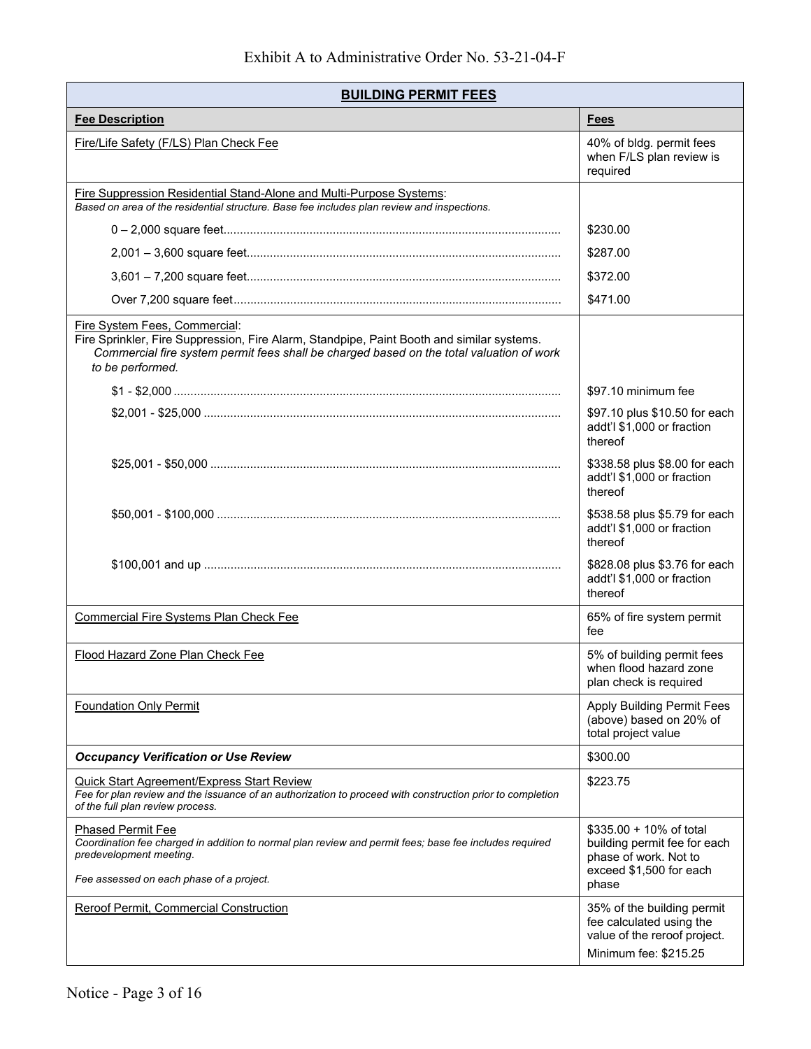Exhibit A to Administrative Order No. 53-21-04-F

| **BUILDING PERMIT FEES** | |
|---|---|
| **Fee Description** | **Fees** |
| Fire/Life Safety (F/LS) Plan Check Fee | 40% of bldg. permit fees when F/LS plan review is required |
| Fire Suppression Residential Stand-Alone and Multi-Purpose Systems: *Based on area of the residential structure. Base fee includes plan review and inspections.* | |
| 0 – 2,000 square feet | $230.00 |
| 2,001 – 3,600 square feet | $287.00 |
| 3,601 – 7,200 square feet | $372.00 |
| Over 7,200 square feet | $471.00 |
| Fire System Fees, Commercial: Fire Sprinkler, Fire Suppression, Fire Alarm, Standpipe, Paint Booth and similar systems. *Commercial fire system permit fees shall be charged based on the total valuation of work to be performed.* | |
| $1 - $2,000 | $97.10 minimum fee |
| $2,001 - $25,000 | $97.10 plus $10.50 for each addt'l $1,000 or fraction thereof |
| $25,001 - $50,000 | $338.58 plus $8.00 for each addt'l $1,000 or fraction thereof |
| $50,001 - $100,000 | $538.58 plus $5.79 for each addt'l $1,000 or fraction thereof |
| $100,001 and up | $828.08 plus $3.76 for each addt'l $1,000 or fraction thereof |
| Commercial Fire Systems Plan Check Fee | 65% of fire system permit fee |
| Flood Hazard Zone Plan Check Fee | 5% of building permit fees when flood hazard zone plan check is required |
| Foundation Only Permit | Apply Building Permit Fees (above) based on 20% of total project value |
| ***Occupancy Verification or Use Review*** | $300.00 |
| Quick Start Agreement/Express Start Review *Fee for plan review and the issuance of an authorization to proceed with construction prior to completion of the full plan review process.* | $223.75 |
| Phased Permit Fee *Coordination fee charged in addition to normal plan review and permit fees; base fee includes required predevelopment meeting.* *Fee assessed on each phase of a project.* | $335.00 + 10% of total building permit fee for each phase of work. Not to exceed $1,500 for each phase |
| Reroof Permit, Commercial Construction | 35% of the building permit fee calculated using the value of the reroof project. Minimum fee: $215.25 |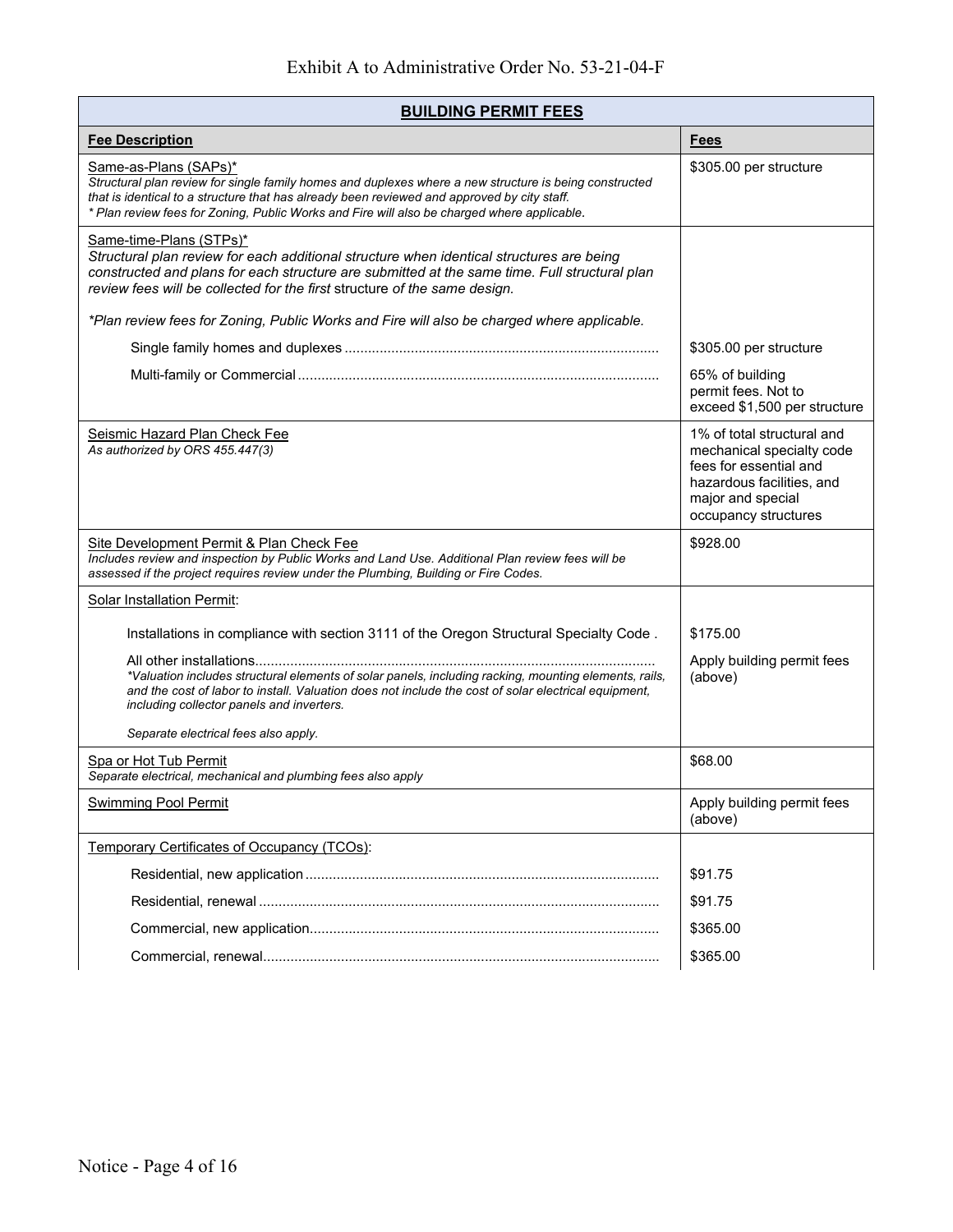Exhibit A to Administrative Order No. 53-21-04-F

| BUILDING PERMIT FEES | |
|---|---|
| **Fee Description** | **Fees** |
| Same-as-Plans (SAPs)*<br>*Structural plan review for single family homes and duplexes where a new structure is being constructed that is identical to a structure that has already been reviewed and approved by city staff.*<br>*\* Plan review fees for Zoning, Public Works and Fire will also be charged where applicable.* | $305.00 per structure |
| Same-time-Plans (STPs)*<br>*Structural plan review for each additional structure when identical structures are being constructed and plans for each structure are submitted at the same time. Full structural plan review fees will be collected for the first* structure *of the same design.*<br><br>*\*Plan review fees for Zoning, Public Works and Fire will also be charged where applicable.* | |
| Single family homes and duplexes | $305.00 per structure |
| Multi-family or Commercial | 65% of building permit fees. Not to exceed $1,500 per structure |
| Seismic Hazard Plan Check Fee<br>*As authorized by ORS 455.447(3)* | 1% of total structural and mechanical specialty code fees for essential and hazardous facilities, and major and special occupancy structures |
| Site Development Permit & Plan Check Fee<br>*Includes review and inspection by Public Works and Land Use. Additional Plan review fees will be assessed if the project requires review under the Plumbing, Building or Fire Codes.* | $928.00 |
| Solar Installation Permit: | |
| Installations in compliance with section 3111 of the Oregon Structural Specialty Code . | $175.00 |
| All other installations<br>*\*Valuation includes structural elements of solar panels, including racking, mounting elements, rails, and the cost of labor to install. Valuation does not include the cost of solar electrical equipment, including collector panels and inverters.*<br><br>*Separate electrical fees also apply.* | Apply building permit fees (above) |
| Spa or Hot Tub Permit<br>*Separate electrical, mechanical and plumbing fees also apply* | $68.00 |
| Swimming Pool Permit | Apply building permit fees (above) |
| Temporary Certificates of Occupancy (TCOs): | |
| Residential, new application | $91.75 |
| Residential, renewal | $91.75 |
| Commercial, new application | $365.00 |
| Commercial, renewal | $365.00 |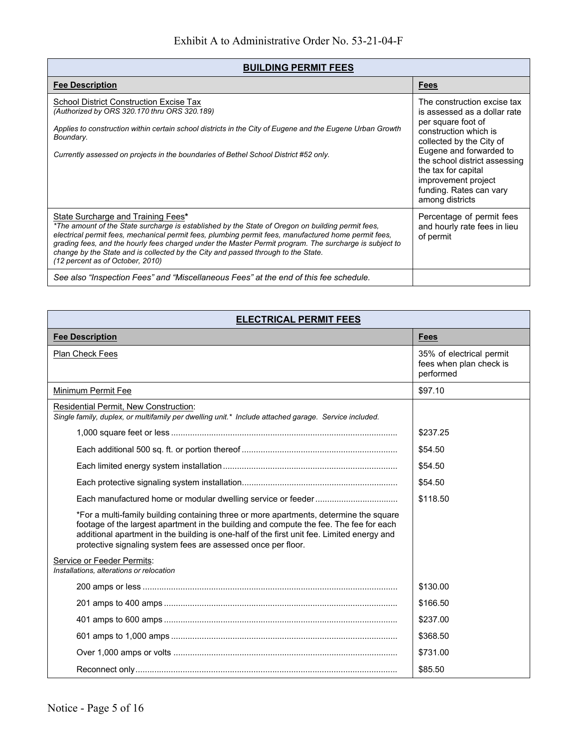Exhibit A to Administrative Order No. 53-21-04-F

| **BUILDING PERMIT FEES** | |
|---|---|
| **Fee Description** | **Fees** |
| School District Construction Excise Tax<br>*(Authorized by ORS 320.170 thru ORS 320.189)*<br><br>*Applies to construction within certain school districts in the City of Eugene and the Eugene Urban Growth Boundary.*<br><br>*Currently assessed on projects in the boundaries of Bethel School District #52 only.* | The construction excise tax is assessed as a dollar rate per square foot of construction which is collected by the City of Eugene and forwarded to the school district assessing the tax for capital improvement project funding. Rates can vary among districts |
| State Surcharge and Training Fees**\***<br>*\*The amount of the State surcharge is established by the State of Oregon on building permit fees, electrical permit fees, mechanical permit fees, plumbing permit fees, manufactured home permit fees, grading fees, and the hourly fees charged under the Master Permit program. The surcharge is subject to change by the State and is collected by the City and passed through to the State.*<br>*(12 percent as of October, 2010)* | Percentage of permit fees and hourly rate fees in lieu of permit |
| *See also "Inspection Fees" and "Miscellaneous Fees" at the end of this fee schedule.* | |

| **ELECTRICAL PERMIT FEES** | |
|---|---|
| **Fee Description** | **Fees** |
| Plan Check Fees | 35% of electrical permit fees when plan check is performed |
| Minimum Permit Fee | $97.10 |
| Residential Permit, New Construction:<br>*Single family, duplex, or multifamily per dwelling unit.\* Include attached garage. Service included.* | |
| 1,000 square feet or less | $237.25 |
| Each additional 500 sq. ft. or portion thereof | $54.50 |
| Each limited energy system installation | $54.50 |
| Each protective signaling system installation | $54.50 |
| Each manufactured home or modular dwelling service or feeder | $118.50 |
| \*For a multi-family building containing three or more apartments, determine the square footage of the largest apartment in the building and compute the fee. The fee for each additional apartment in the building is one-half of the first unit fee. Limited energy and protective signaling system fees are assessed once per floor. | |
| Service or Feeder Permits:<br>*Installations, alterations or relocation* | |
| 200 amps or less | $130.00 |
| 201 amps to 400 amps | $166.50 |
| 401 amps to 600 amps | $237.00 |
| 601 amps to 1,000 amps | $368.50 |
| Over 1,000 amps or volts | $731.00 |
| Reconnect only | $85.50 |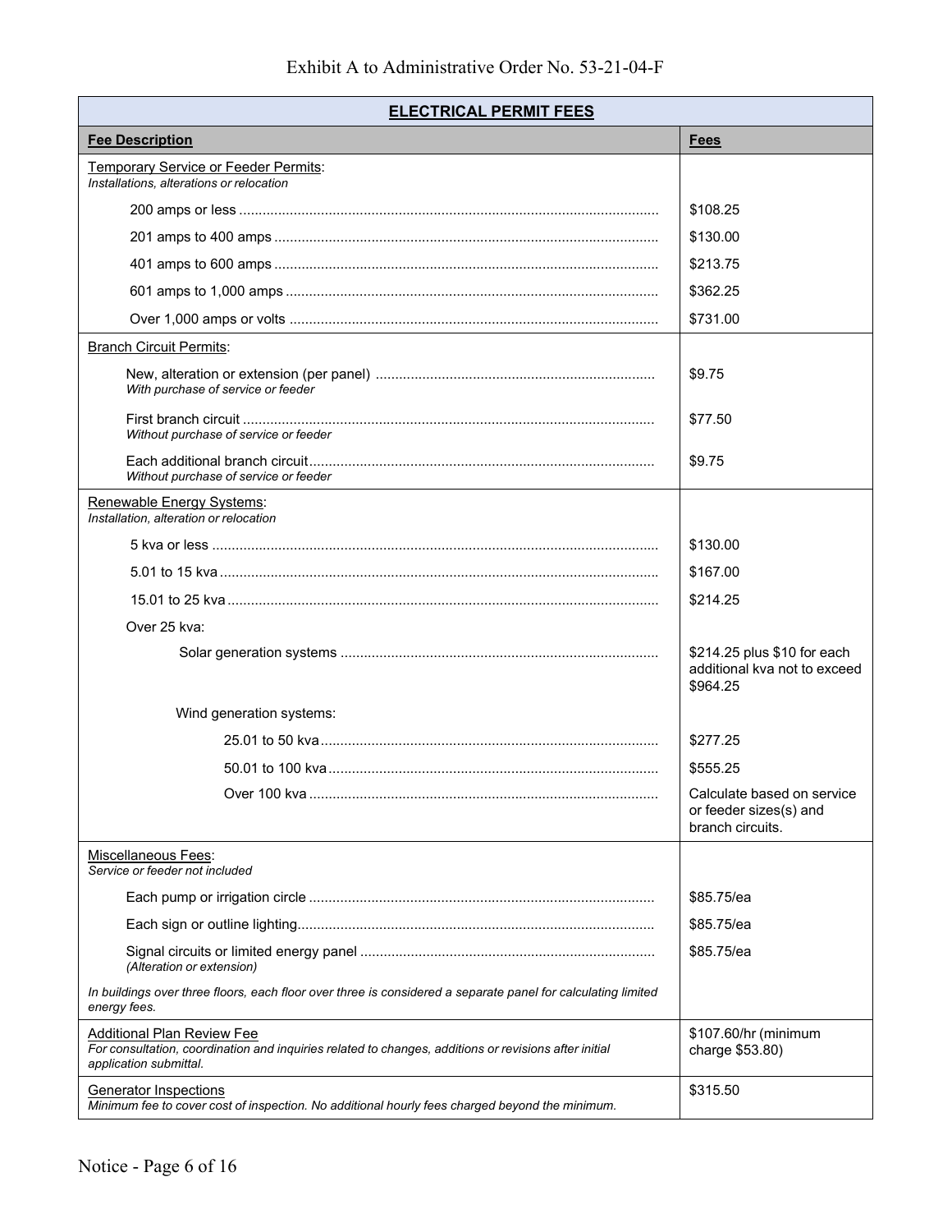Exhibit A to Administrative Order No. 53-21-04-F

| ELECTRICAL PERMIT FEES | |
|---|---|
| **Fee Description** | **Fees** |
| Temporary Service or Feeder Permits: *Installations, alterations or relocation* | |
| 200 amps or less | $108.25 |
| 201 amps to 400 amps | $130.00 |
| 401 amps to 600 amps | $213.75 |
| 601 amps to 1,000 amps | $362.25 |
| Over 1,000 amps or volts | $731.00 |
| Branch Circuit Permits: | |
| New, alteration or extension (per panel) *With purchase of service or feeder* | $9.75 |
| First branch circuit *Without purchase of service or feeder* | $77.50 |
| Each additional branch circuit *Without purchase of service or feeder* | $9.75 |
| Renewable Energy Systems: *Installation, alteration or relocation* | |
| 5 kva or less | $130.00 |
| 5.01 to 15 kva | $167.00 |
| 15.01 to 25 kva | $214.25 |
| Over 25 kva: | |
| Solar generation systems | $214.25 plus $10 for each additional kva not to exceed $964.25 |
| Wind generation systems: | |
| 25.01 to 50 kva | $277.25 |
| 50.01 to 100 kva | $555.25 |
| Over 100 kva | Calculate based on service or feeder sizes(s) and branch circuits. |
| Miscellaneous Fees: *Service or feeder not included* | |
| Each pump or irrigation circle | $85.75/ea |
| Each sign or outline lighting | $85.75/ea |
| Signal circuits or limited energy panel *(Alteration or extension)* | $85.75/ea |
| *In buildings over three floors, each floor over three is considered a separate panel for calculating limited energy fees.* | |
| Additional Plan Review Fee *For consultation, coordination and inquiries related to changes, additions or revisions after initial application submittal.* | $107.60/hr (minimum charge $53.80) |
| Generator Inspections *Minimum fee to cover cost of inspection. No additional hourly fees charged beyond the minimum.* | $315.50 |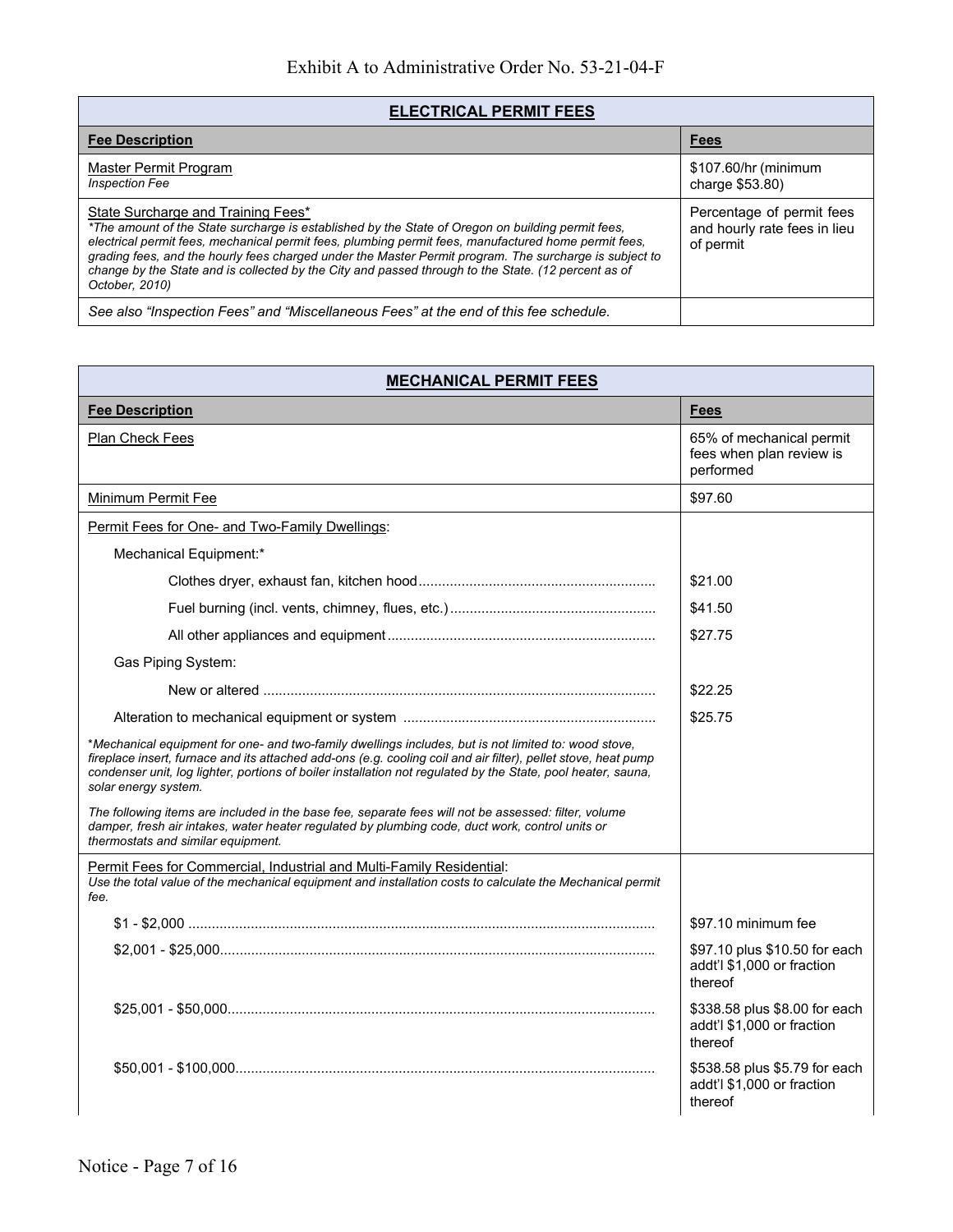Exhibit A to Administrative Order No. 53-21-04-F

| ELECTRICAL PERMIT FEES | |
|---|---|
| **Fee Description** | **Fees** |
| Master Permit Program<br>*Inspection Fee* | $107.60/hr (minimum charge $53.80) |
| State Surcharge and Training Fees*<br>*\*The amount of the State surcharge is established by the State of Oregon on building permit fees, electrical permit fees, mechanical permit fees, plumbing permit fees, manufactured home permit fees, grading fees, and the hourly fees charged under the Master Permit program. The surcharge is subject to change by the State and is collected by the City and passed through to the State. (12 percent as of October, 2010)* | Percentage of permit fees and hourly rate fees in lieu of permit |
| *See also "Inspection Fees" and "Miscellaneous Fees" at the end of this fee schedule.* | |

| MECHANICAL PERMIT FEES | |
|---|---|
| **Fee Description** | **Fees** |
| Plan Check Fees | 65% of mechanical permit fees when plan review is performed |
| Minimum Permit Fee | $97.60 |
| Permit Fees for One- and Two-Family Dwellings: | |
| Mechanical Equipment:* | |
| Clothes dryer, exhaust fan, kitchen hood | $21.00 |
| Fuel burning (incl. vents, chimney, flues, etc.) | $41.50 |
| All other appliances and equipment | $27.75 |
| Gas Piping System: | |
| New or altered | $22.25 |
| Alteration to mechanical equipment or system | $25.75 |
| *\*Mechanical equipment for one- and two-family dwellings includes, but is not limited to: wood stove, fireplace insert, furnace and its attached add-ons (e.g. cooling coil and air filter), pellet stove, heat pump condenser unit, log lighter, portions of boiler installation not regulated by the State, pool heater, sauna, solar energy system.*<br><br>*The following items are included in the base fee, separate fees will not be assessed: filter, volume damper, fresh air intakes, water heater regulated by plumbing code, duct work, control units or thermostats and similar equipment.* | |
| Permit Fees for Commercial, Industrial and Multi-Family Residential:<br>*Use the total value of the mechanical equipment and installation costs to calculate the Mechanical permit fee.* | |
| $1 - $2,000 | $97.10 minimum fee |
| $2,001 - $25,000 | $97.10 plus $10.50 for each addt'l $1,000 or fraction thereof |
| $25,001 - $50,000 | $338.58 plus $8.00 for each addt'l $1,000 or fraction thereof |
| $50,001 - $100,000 | $538.58 plus $5.79 for each addt'l $1,000 or fraction thereof |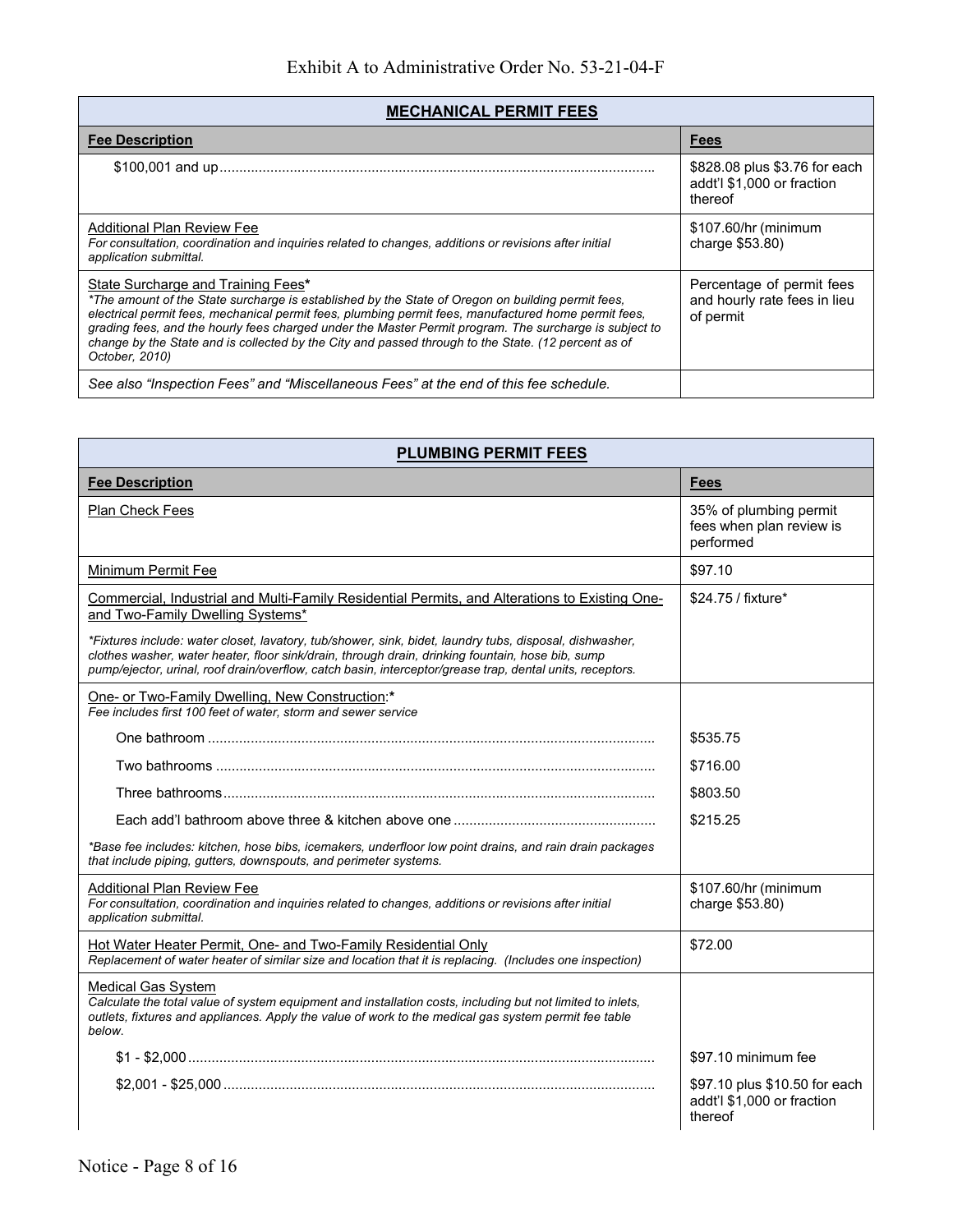Exhibit A to Administrative Order No. 53-21-04-F

| MECHANICAL PERMIT FEES | |
|---|---|
| **Fee Description** | **Fees** |
| $100,001 and up | $828.08 plus $3.76 for each addt'l $1,000 or fraction thereof |
| Additional Plan Review Fee<br>*For consultation, coordination and inquiries related to changes, additions or revisions after initial application submittal.* | $107.60/hr (minimum charge $53.80) |
| State Surcharge and Training Fees*<br>**The amount of the State surcharge is established by the State of Oregon on building permit fees, electrical permit fees, mechanical permit fees, plumbing permit fees, manufactured home permit fees, grading fees, and the hourly fees charged under the Master Permit program. The surcharge is subject to change by the State and is collected by the City and passed through to the State. (12 percent as of October, 2010)* | Percentage of permit fees and hourly rate fees in lieu of permit |
| *See also "Inspection Fees" and "Miscellaneous Fees" at the end of this fee schedule.* | |

| PLUMBING PERMIT FEES | |
|---|---|
| **Fee Description** | **Fees** |
| Plan Check Fees | 35% of plumbing permit fees when plan review is performed |
| Minimum Permit Fee | $97.10 |
| Commercial, Industrial and Multi-Family Residential Permits, and Alterations to Existing One- and Two-Family Dwelling Systems* | $24.75 / fixture* |
| **Fixtures include: water closet, lavatory, tub/shower, sink, bidet, laundry tubs, disposal, dishwasher, clothes washer, water heater, floor sink/drain, through drain, drinking fountain, hose bib, sump pump/ejector, urinal, roof drain/overflow, catch basin, interceptor/grease trap, dental units, receptors.* | |
| One- or Two-Family Dwelling, New Construction:*<br>*Fee includes first 100 feet of water, storm and sewer service* | |
| One bathroom | $535.75 |
| Two bathrooms | $716.00 |
| Three bathrooms | $803.50 |
| Each add'l bathroom above three & kitchen above one | $215.25 |
| **Base fee includes: kitchen, hose bibs, icemakers, underfloor low point drains, and rain drain packages that include piping, gutters, downspouts, and perimeter systems.* | |
| Additional Plan Review Fee<br>*For consultation, coordination and inquiries related to changes, additions or revisions after initial application submittal.* | $107.60/hr (minimum charge $53.80) |
| Hot Water Heater Permit, One- and Two-Family Residential Only<br>*Replacement of water heater of similar size and location that it is replacing. (Includes one inspection)* | $72.00 |
| Medical Gas System<br>*Calculate the total value of system equipment and installation costs, including but not limited to inlets, outlets, fixtures and appliances. Apply the value of work to the medical gas system permit fee table below.* | |
| $1 - $2,000 | $97.10 minimum fee |
| $2,001 - $25,000 | $97.10 plus $10.50 for each addt'l $1,000 or fraction thereof |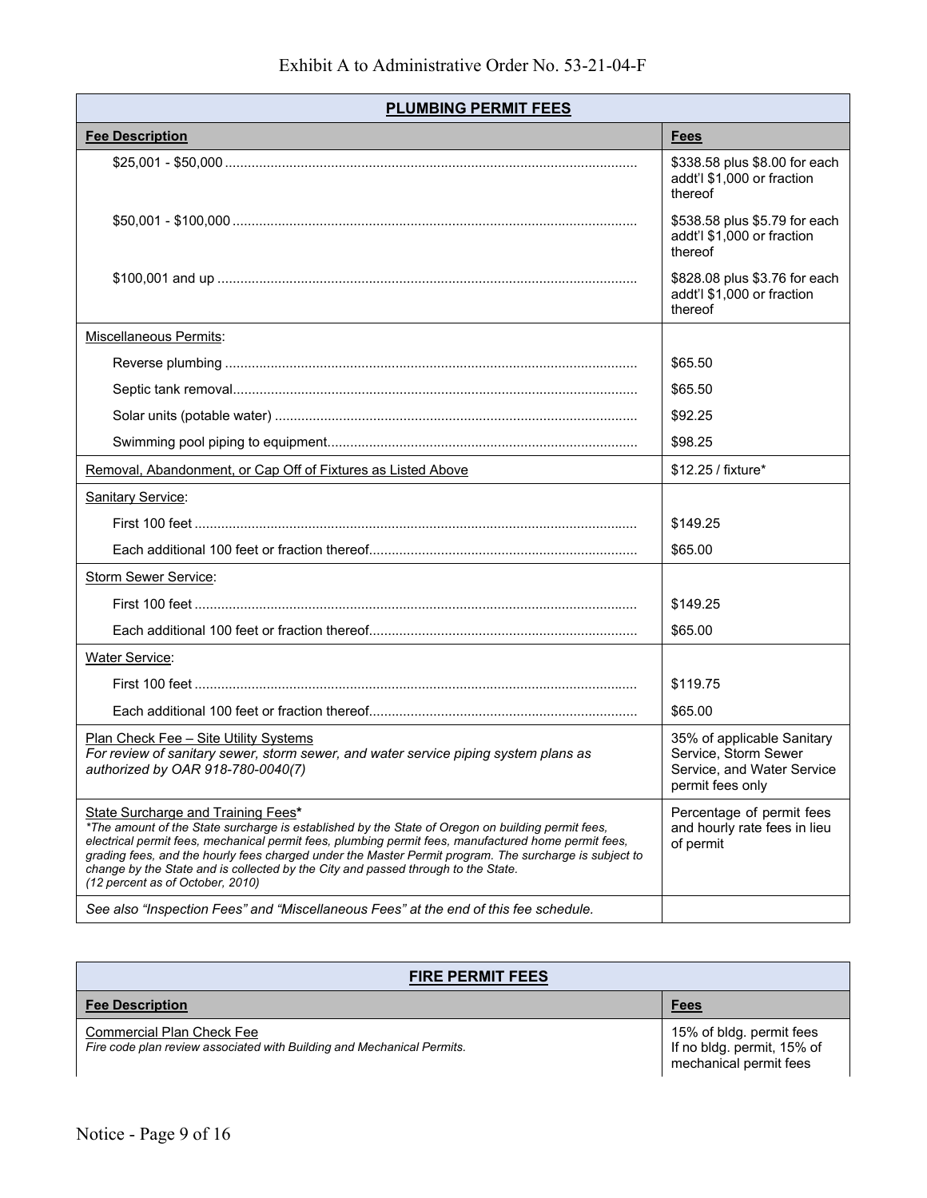Exhibit A to Administrative Order No. 53-21-04-F

| PLUMBING PERMIT FEES | |
|---|---|
| **Fee Description** | **Fees** |
| $25,001 - $50,000 | $338.58 plus $8.00 for each addt'l $1,000 or fraction thereof |
| $50,001 - $100,000 | $538.58 plus $5.79 for each addt'l $1,000 or fraction thereof |
| $100,001 and up | $828.08 plus $3.76 for each addt'l $1,000 or fraction thereof |
| Miscellaneous Permits: | |
| Reverse plumbing | $65.50 |
| Septic tank removal | $65.50 |
| Solar units (potable water) | $92.25 |
| Swimming pool piping to equipment | $98.25 |
| Removal, Abandonment, or Cap Off of Fixtures as Listed Above | $12.25 / fixture* |
| Sanitary Service: | |
| First 100 feet | $149.25 |
| Each additional 100 feet or fraction thereof | $65.00 |
| Storm Sewer Service: | |
| First 100 feet | $149.25 |
| Each additional 100 feet or fraction thereof | $65.00 |
| Water Service: | |
| First 100 feet | $119.75 |
| Each additional 100 feet or fraction thereof | $65.00 |
| Plan Check Fee – Site Utility Systems<br>*For review of sanitary sewer, storm sewer, and water service piping system plans as authorized by OAR 918-780-0040(7)* | 35% of applicable Sanitary Service, Storm Sewer Service, and Water Service permit fees only |
| State Surcharge and Training Fees*<br>*\*The amount of the State surcharge is established by the State of Oregon on building permit fees, electrical permit fees, mechanical permit fees, plumbing permit fees, manufactured home permit fees, grading fees, and the hourly fees charged under the Master Permit program. The surcharge is subject to change by the State and is collected by the City and passed through to the State. (12 percent as of October, 2010)* | Percentage of permit fees and hourly rate fees in lieu of permit |
| *See also "Inspection Fees" and "Miscellaneous Fees" at the end of this fee schedule.* | |

| FIRE PERMIT FEES | |
|---|---|
| **Fee Description** | **Fees** |
| Commercial Plan Check Fee<br>*Fire code plan review associated with Building and Mechanical Permits.* | 15% of bldg. permit fees If no bldg. permit, 15% of mechanical permit fees |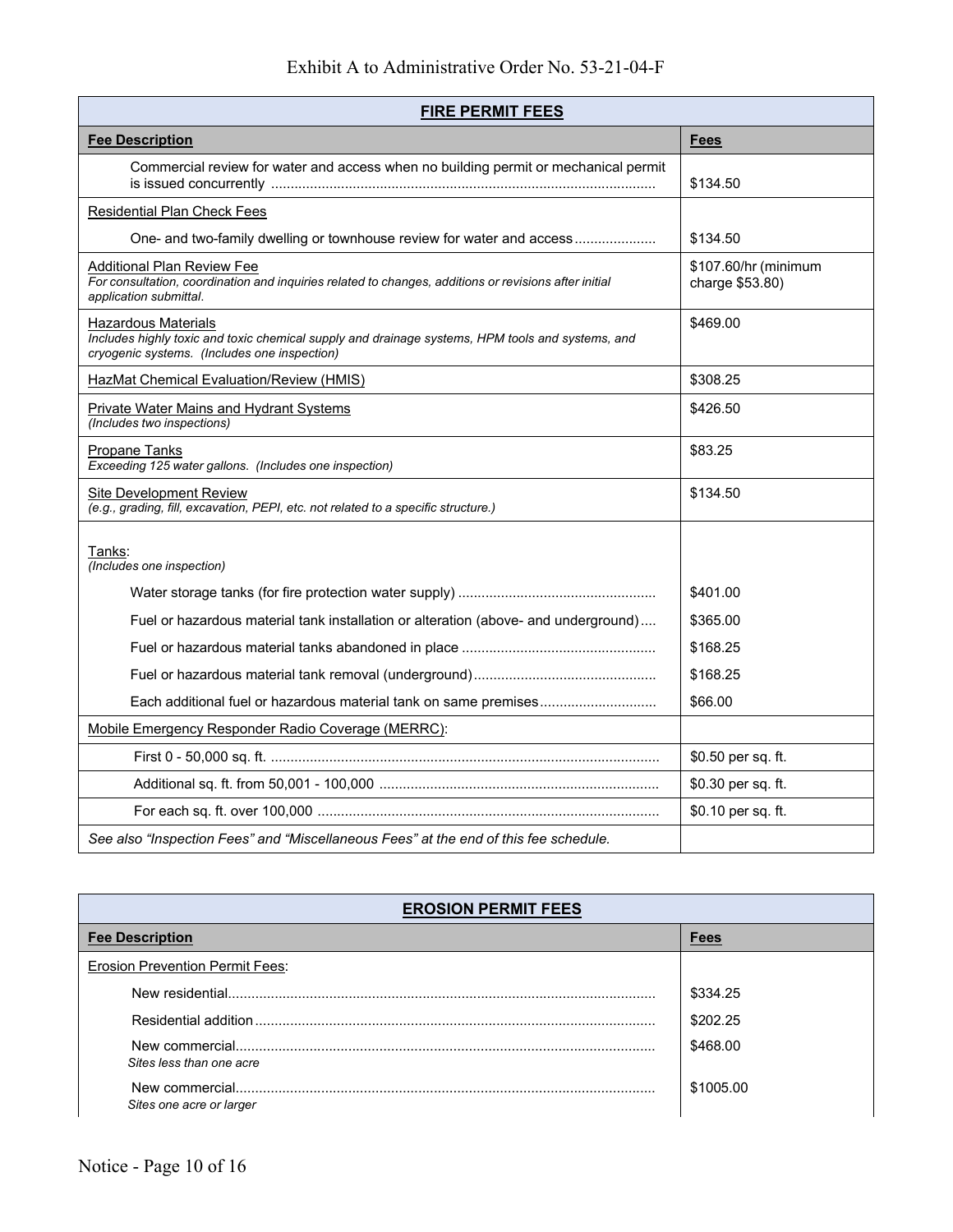Exhibit A to Administrative Order No. 53-21-04-F

| FIRE PERMIT FEES | |
|---|---|
| **Fee Description** | **Fees** |
| Commercial review for water and access when no building permit or mechanical permit is issued concurrently | $134.50 |
| Residential Plan Check Fees | |
| One- and two-family dwelling or townhouse review for water and access | $134.50 |
| Additional Plan Review Fee<br>*For consultation, coordination and inquiries related to changes, additions or revisions after initial application submittal.* | $107.60/hr (minimum charge $53.80) |
| Hazardous Materials<br>*Includes highly toxic and toxic chemical supply and drainage systems, HPM tools and systems, and cryogenic systems. (Includes one inspection)* | $469.00 |
| HazMat Chemical Evaluation/Review (HMIS) | $308.25 |
| Private Water Mains and Hydrant Systems<br>*(Includes two inspections)* | $426.50 |
| Propane Tanks<br>*Exceeding 125 water gallons. (Includes one inspection)* | $83.25 |
| Site Development Review<br>*(e.g., grading, fill, excavation, PEPI, etc. not related to a specific structure.)* | $134.50 |
| Tanks:<br>*(Includes one inspection)* | |
| Water storage tanks (for fire protection water supply) | $401.00 |
| Fuel or hazardous material tank installation or alteration (above- and underground) | $365.00 |
| Fuel or hazardous material tanks abandoned in place | $168.25 |
| Fuel or hazardous material tank removal (underground) | $168.25 |
| Each additional fuel or hazardous material tank on same premises | $66.00 |
| Mobile Emergency Responder Radio Coverage (MERRC): | |
| First 0 - 50,000 sq. ft. | $0.50 per sq. ft. |
| Additional sq. ft. from 50,001 - 100,000 | $0.30 per sq. ft. |
| For each sq. ft. over 100,000 | $0.10 per sq. ft. |
| *See also "Inspection Fees" and "Miscellaneous Fees" at the end of this fee schedule.* | |

| EROSION PERMIT FEES | |
|---|---|
| **Fee Description** | **Fees** |
| Erosion Prevention Permit Fees: | |
| New residential | $334.25 |
| Residential addition | $202.25 |
| New commercial<br>*Sites less than one acre* | $468.00 |
| New commercial<br>*Sites one acre or larger* | $1005.00 |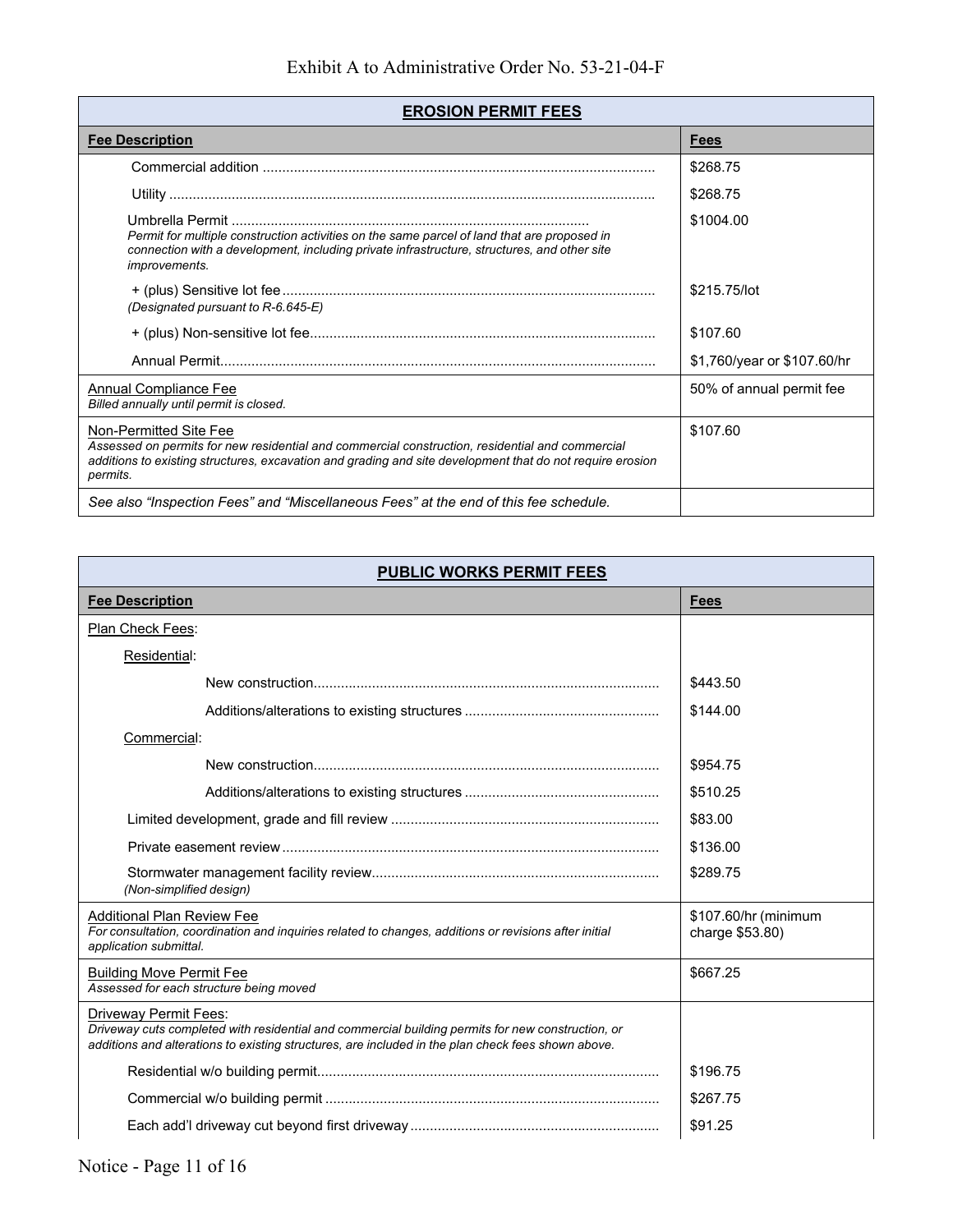Exhibit A to Administrative Order No. 53-21-04-F

| **EROSION PERMIT FEES** | |
|---|---|
| **Fee Description** | **Fees** |
| Commercial addition | $268.75 |
| Utility | $268.75 |
| Umbrella Permit<br>*Permit for multiple construction activities on the same parcel of land that are proposed in connection with a development, including private infrastructure, structures, and other site improvements.* | $1004.00 |
| + (plus) Sensitive lot fee<br>*(Designated pursuant to R-6.645-E)* | $215.75/lot |
| + (plus) Non-sensitive lot fee | $107.60 |
| Annual Permit | $1,760/year or $107.60/hr |
| Annual Compliance Fee<br>*Billed annually until permit is closed.* | 50% of annual permit fee |
| Non-Permitted Site Fee<br>*Assessed on permits for new residential and commercial construction, residential and commercial additions to existing structures, excavation and grading and site development that do not require erosion permits.* | $107.60 |
| *See also "Inspection Fees" and "Miscellaneous Fees" at the end of this fee schedule.* | |

| **PUBLIC WORKS PERMIT FEES** | |
|---|---|
| **Fee Description** | **Fees** |
| Plan Check Fees: | |
| Residential: | |
| New construction | $443.50 |
| Additions/alterations to existing structures | $144.00 |
| Commercial: | |
| New construction | $954.75 |
| Additions/alterations to existing structures | $510.25 |
| Limited development, grade and fill review | $83.00 |
| Private easement review | $136.00 |
| Stormwater management facility review<br>*(Non-simplified design)* | $289.75 |
| Additional Plan Review Fee<br>*For consultation, coordination and inquiries related to changes, additions or revisions after initial application submittal.* | $107.60/hr (minimum charge $53.80) |
| Building Move Permit Fee<br>*Assessed for each structure being moved* | $667.25 |
| Driveway Permit Fees:<br>*Driveway cuts completed with residential and commercial building permits for new construction, or additions and alterations to existing structures, are included in the plan check fees shown above.* | |
| Residential w/o building permit | $196.75 |
| Commercial w/o building permit | $267.75 |
| Each add'l driveway cut beyond first driveway | $91.25 |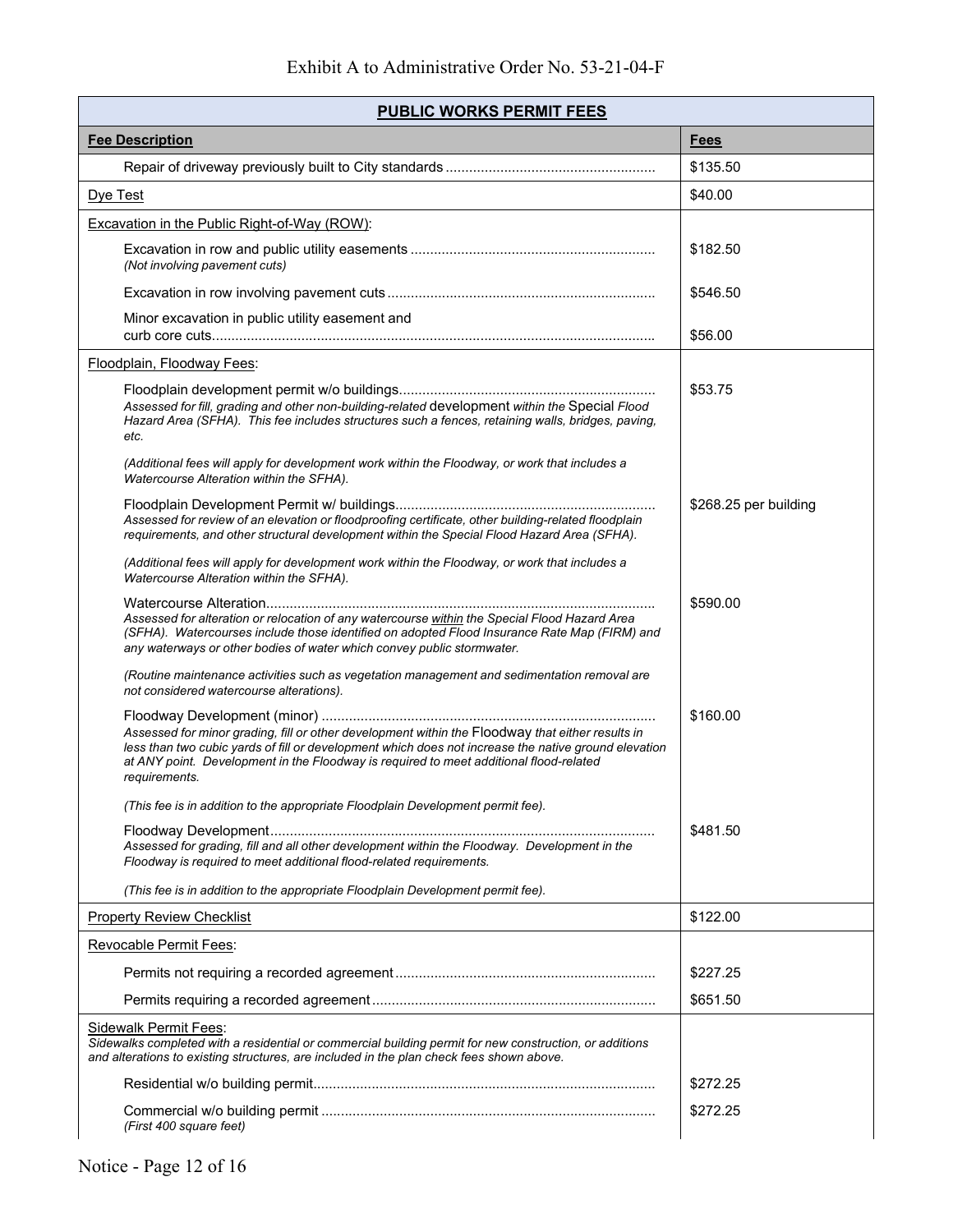Exhibit A to Administrative Order No. 53-21-04-F

| **PUBLIC WORKS PERMIT FEES** | |
|---|---|
| **Fee Description** | **Fees** |
| Repair of driveway previously built to City standards | $135.50 |
| Dye Test | $40.00 |
| Excavation in the Public Right-of-Way (ROW): | |
| Excavation in row and public utility easements *(Not involving pavement cuts)* | $182.50 |
| Excavation in row involving pavement cuts | $546.50 |
| Minor excavation in public utility easement and curb core cuts | $56.00 |
| Floodplain, Floodway Fees: | |
| Floodplain development permit w/o buildings *Assessed for fill, grading and other non-building-related development within the Special Flood Hazard Area (SFHA). This fee includes structures such a fences, retaining walls, bridges, paving, etc.* *(Additional fees will apply for development work within the Floodway, or work that includes a Watercourse Alteration within the SFHA).* | $53.75 |
| Floodplain Development Permit w/ buildings *Assessed for review of an elevation or floodproofing certificate, other building-related floodplain requirements, and other structural development within the Special Flood Hazard Area (SFHA).* *(Additional fees will apply for development work within the Floodway, or work that includes a Watercourse Alteration within the SFHA).* | $268.25 per building |
| Watercourse Alteration *Assessed for alteration or relocation of any watercourse within the Special Flood Hazard Area (SFHA). Watercourses include those identified on adopted Flood Insurance Rate Map (FIRM) and any waterways or other bodies of water which convey public stormwater.* *(Routine maintenance activities such as vegetation management and sedimentation removal are not considered watercourse alterations).* | $590.00 |
| Floodway Development (minor) *Assessed for minor grading, fill or other development within the Floodway that either results in less than two cubic yards of fill or development which does not increase the native ground elevation at ANY point. Development in the Floodway is required to meet additional flood-related requirements.* *(This fee is in addition to the appropriate Floodplain Development permit fee).* | $160.00 |
| Floodway Development *Assessed for grading, fill and all other development within the Floodway. Development in the Floodway is required to meet additional flood-related requirements.* *(This fee is in addition to the appropriate Floodplain Development permit fee).* | $481.50 |
| Property Review Checklist | $122.00 |
| Revocable Permit Fees: | |
| Permits not requiring a recorded agreement | $227.25 |
| Permits requiring a recorded agreement | $651.50 |
| Sidewalk Permit Fees: *Sidewalks completed with a residential or commercial building permit for new construction, or additions and alterations to existing structures, are included in the plan check fees shown above.* | |
| Residential w/o building permit | $272.25 |
| Commercial w/o building permit *(First 400 square feet)* | $272.25 |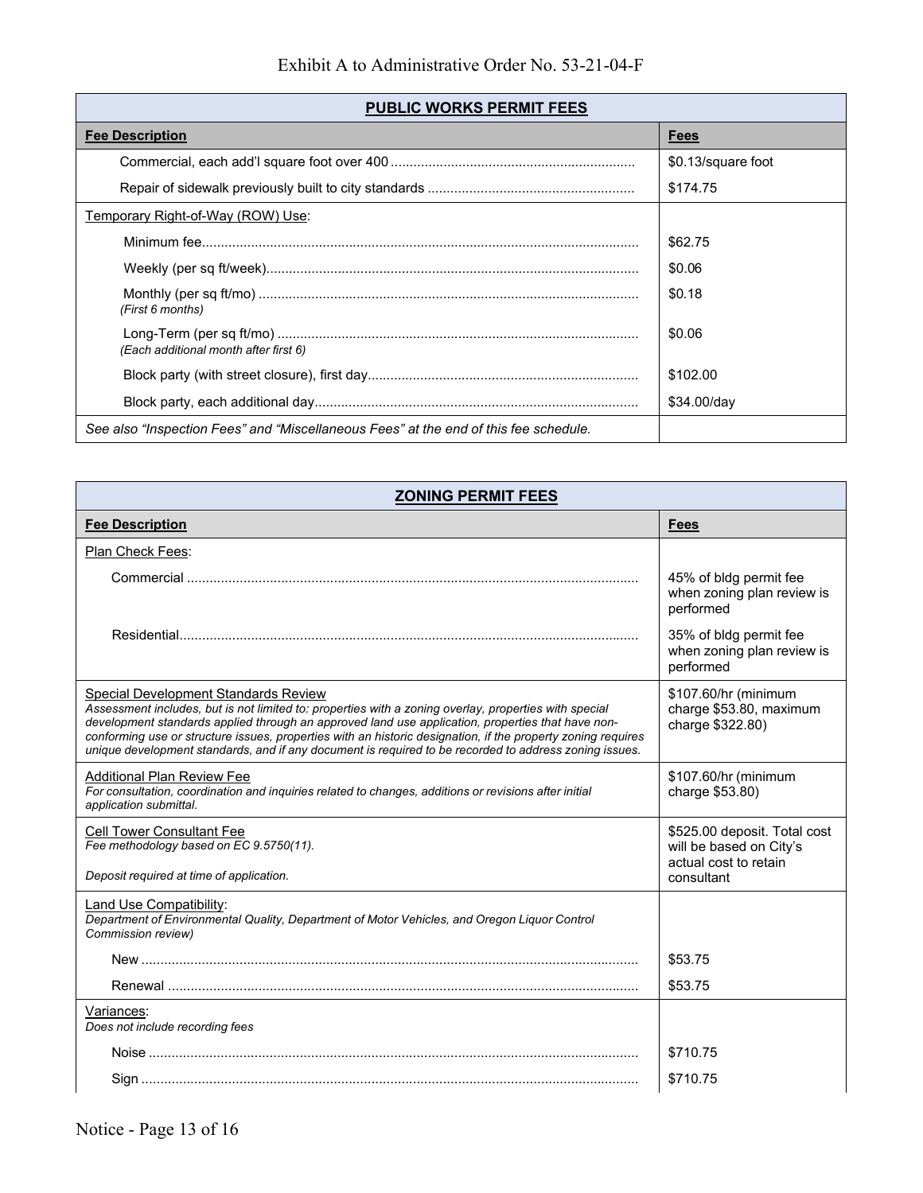Exhibit A to Administrative Order No. 53-21-04-F

| **PUBLIC WORKS PERMIT FEES** | |
|---|---|
| **Fee Description** | **Fees** |
| Commercial, each add'l square foot over 400 | $0.13/square foot |
| Repair of sidewalk previously built to city standards | $174.75 |
| Temporary Right-of-Way (ROW) Use: | |
| Minimum fee | $62.75 |
| Weekly (per sq ft/week) | $0.06 |
| Monthly (per sq ft/mo) *(First 6 months)* | $0.18 |
| Long-Term (per sq ft/mo) *(Each additional month after first 6)* | $0.06 |
| Block party (with street closure), first day | $102.00 |
| Block party, each additional day | $34.00/day |
| *See also "Inspection Fees" and "Miscellaneous Fees" at the end of this fee schedule.* | |

| **ZONING PERMIT FEES** | |
|---|---|
| **Fee Description** | **Fees** |
| Plan Check Fees: | |
| Commercial | 45% of bldg permit fee when zoning plan review is performed |
| Residential | 35% of bldg permit fee when zoning plan review is performed |
| Special Development Standards Review *Assessment includes, but is not limited to: properties with a zoning overlay, properties with special development standards applied through an approved land use application, properties that have non-conforming use or structure issues, properties with an historic designation, if the property zoning requires unique development standards, and if any document is required to be recorded to address zoning issues.* | $107.60/hr (minimum charge $53.80, maximum charge $322.80) |
| Additional Plan Review Fee *For consultation, coordination and inquiries related to changes, additions or revisions after initial application submittal.* | $107.60/hr (minimum charge $53.80) |
| Cell Tower Consultant Fee *Fee methodology based on EC 9.5750(11).* *Deposit required at time of application.* | $525.00 deposit. Total cost will be based on City's actual cost to retain consultant |
| Land Use Compatibility: *Department of Environmental Quality, Department of Motor Vehicles, and Oregon Liquor Control Commission review)* | |
| New | $53.75 |
| Renewal | $53.75 |
| Variances: *Does not include recording fees* | |
| Noise | $710.75 |
| Sign | $710.75 |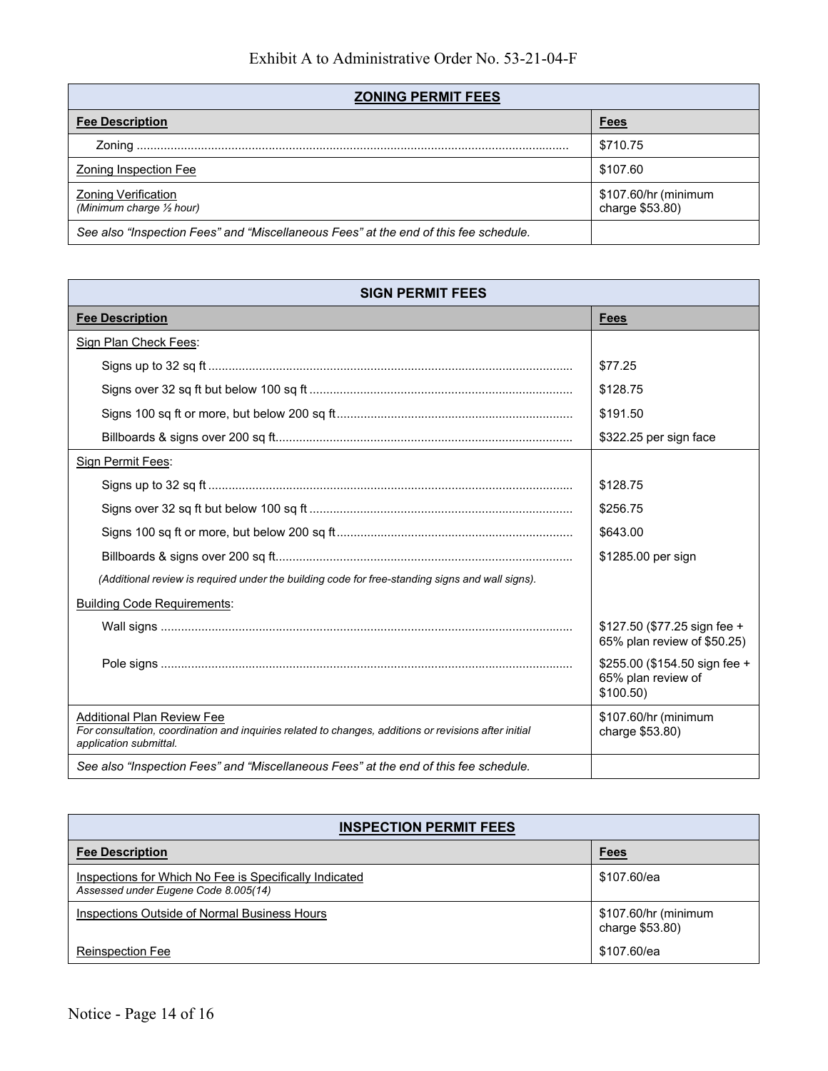Exhibit A to Administrative Order No. 53-21-04-F

| **ZONING PERMIT FEES** | |
|---|---|
| **Fee Description** | **Fees** |
| Zoning ............................................................................................................... | $710.75 |
| Zoning Inspection Fee | $107.60 |
| Zoning Verification *(Minimum charge ½ hour)* | $107.60/hr (minimum charge $53.80) |
| *See also "Inspection Fees" and "Miscellaneous Fees" at the end of this fee schedule.* | |

| **SIGN PERMIT FEES** | |
|---|---|
| **Fee Description** | **Fees** |
| Sign Plan Check Fees: | |
| Signs up to 32 sq ft ........................................................................................... | $77.25 |
| Signs over 32 sq ft but below 100 sq ft ............................................................. | $128.75 |
| Signs 100 sq ft or more, but below 200 sq ft ..................................................... | $191.50 |
| Billboards & signs over 200 sq ft....................................................................... | $322.25 per sign face |
| Sign Permit Fees: | |
| Signs up to 32 sq ft ........................................................................................... | $128.75 |
| Signs over 32 sq ft but below 100 sq ft ............................................................. | $256.75 |
| Signs 100 sq ft or more, but below 200 sq ft ..................................................... | $643.00 |
| Billboards & signs over 200 sq ft....................................................................... | $1285.00 per sign |
| *(Additional review is required under the building code for free-standing signs and wall signs).* | |
| Building Code Requirements: | |
| Wall signs ......................................................................................................... | $127.50 ($77.25 sign fee + 65% plan review of $50.25) |
| Pole signs ......................................................................................................... | $255.00 ($154.50 sign fee + 65% plan review of $100.50) |
| Additional Plan Review Fee *For consultation, coordination and inquiries related to changes, additions or revisions after initial application submittal.* | $107.60/hr (minimum charge $53.80) |
| *See also "Inspection Fees" and "Miscellaneous Fees" at the end of this fee schedule.* | |

| **INSPECTION PERMIT FEES** | |
|---|---|
| **Fee Description** | **Fees** |
| Inspections for Which No Fee is Specifically Indicated *Assessed under Eugene Code 8.005(14)* | $107.60/ea |
| Inspections Outside of Normal Business Hours | $107.60/hr (minimum charge $53.80) |
| Reinspection Fee | $107.60/ea |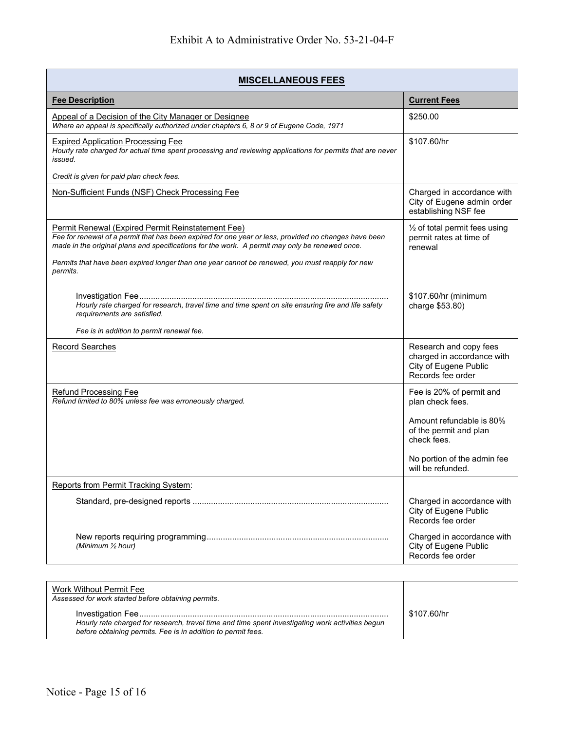# Exhibit A to Administrative Order No. 53-21-04-F

| **MISCELLANEOUS FEES** | |
|---|---|
| **Fee Description** | **Current Fees** |
| Appeal of a Decision of the City Manager or Designee<br>*Where an appeal is specifically authorized under chapters 6, 8 or 9 of Eugene Code, 1971* | $250.00 |
| Expired Application Processing Fee<br>*Hourly rate charged for actual time spent processing and reviewing applications for permits that are never issued.*<br><br>*Credit is given for paid plan check fees.* | $107.60/hr |
| Non-Sufficient Funds (NSF) Check Processing Fee | Charged in accordance with City of Eugene admin order establishing NSF fee |
| Permit Renewal (Expired Permit Reinstatement Fee)<br>*Fee for renewal of a permit that has been expired for one year or less, provided no changes have been made in the original plans and specifications for the work. A permit may only be renewed once.*<br><br>*Permits that have been expired longer than one year cannot be renewed, you must reapply for new permits.* | ½ of total permit fees using permit rates at time of renewal |
| Investigation Fee<br>*Hourly rate charged for research, travel time and time spent on site ensuring fire and life safety requirements are satisfied.*<br><br>*Fee is in addition to permit renewal fee.* | $107.60/hr (minimum charge $53.80) |
| Record Searches | Research and copy fees charged in accordance with City of Eugene Public Records fee order |
| Refund Processing Fee<br>*Refund limited to 80% unless fee was erroneously charged.* | Fee is 20% of permit and plan check fees.<br><br>Amount refundable is 80% of the permit and plan check fees.<br><br>No portion of the admin fee will be refunded. |
| Reports from Permit Tracking System: | |
| Standard, pre-designed reports | Charged in accordance with City of Eugene Public Records fee order |
| New reports requiring programming<br>*(Minimum ½ hour)* | Charged in accordance with City of Eugene Public Records fee order |

| Work Without Permit Fee<br>*Assessed for work started before obtaining permits.* | |
|---|---|
| Investigation Fee<br>*Hourly rate charged for research, travel time and time spent investigating work activities begun before obtaining permits. Fee is in addition to permit fees.* | $107.60/hr |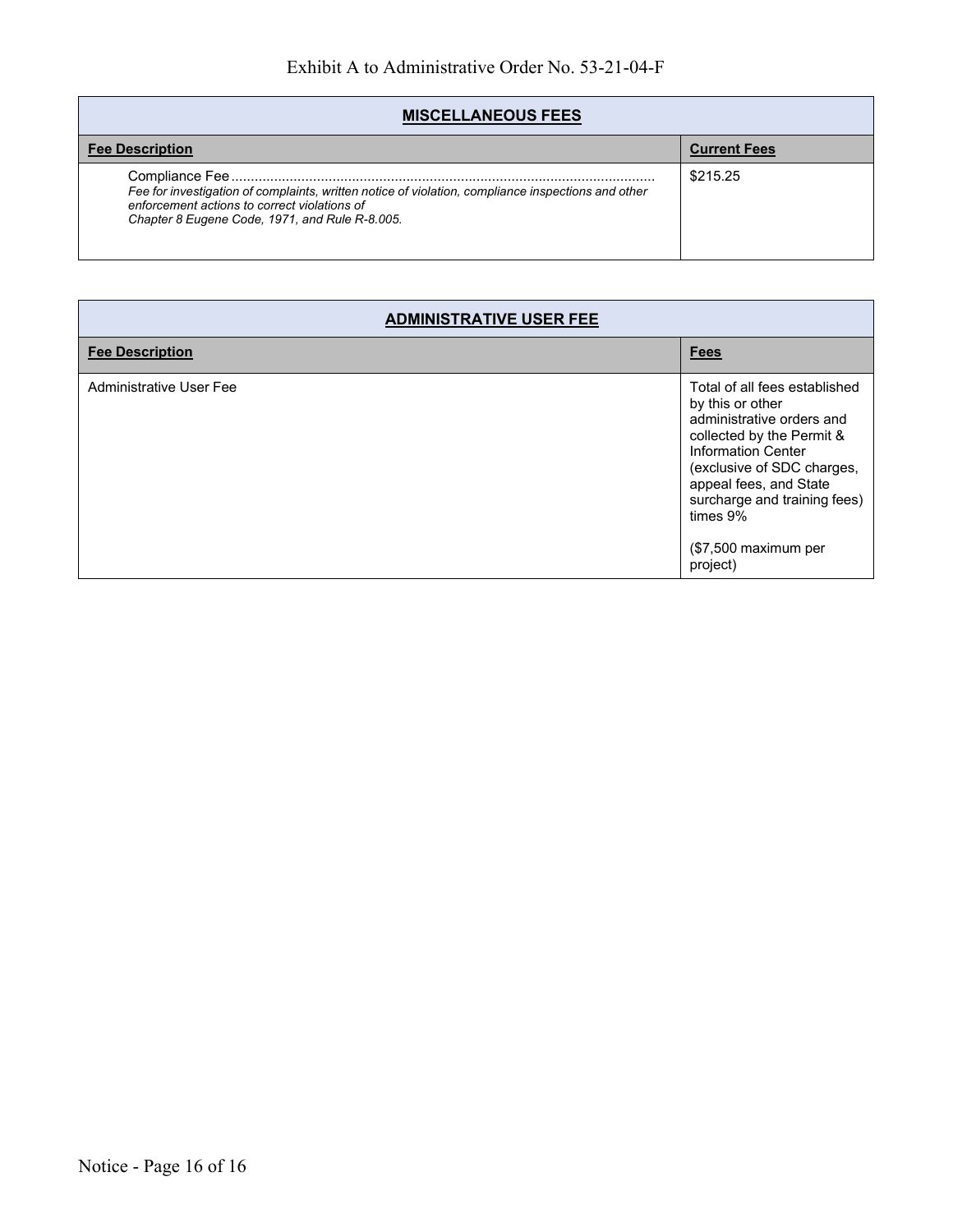Exhibit A to Administrative Order No. 53-21-04-F

| **MISCELLANEOUS FEES** | |
|---|---|
| **Fee Description** | **Current Fees** |
| Compliance Fee ............................................................................................................ *Fee for investigation of complaints, written notice of violation, compliance inspections and other enforcement actions to correct violations of Chapter 8 Eugene Code, 1971, and Rule R-8.005.* | $215.25 |

| **ADMINISTRATIVE USER FEE** | |
|---|---|
| **Fee Description** | **Fees** |
| Administrative User Fee | Total of all fees established by this or other administrative orders and collected by the Permit & Information Center (exclusive of SDC charges, appeal fees, and State surcharge and training fees) times 9%<br><br>($7,500 maximum per project) |